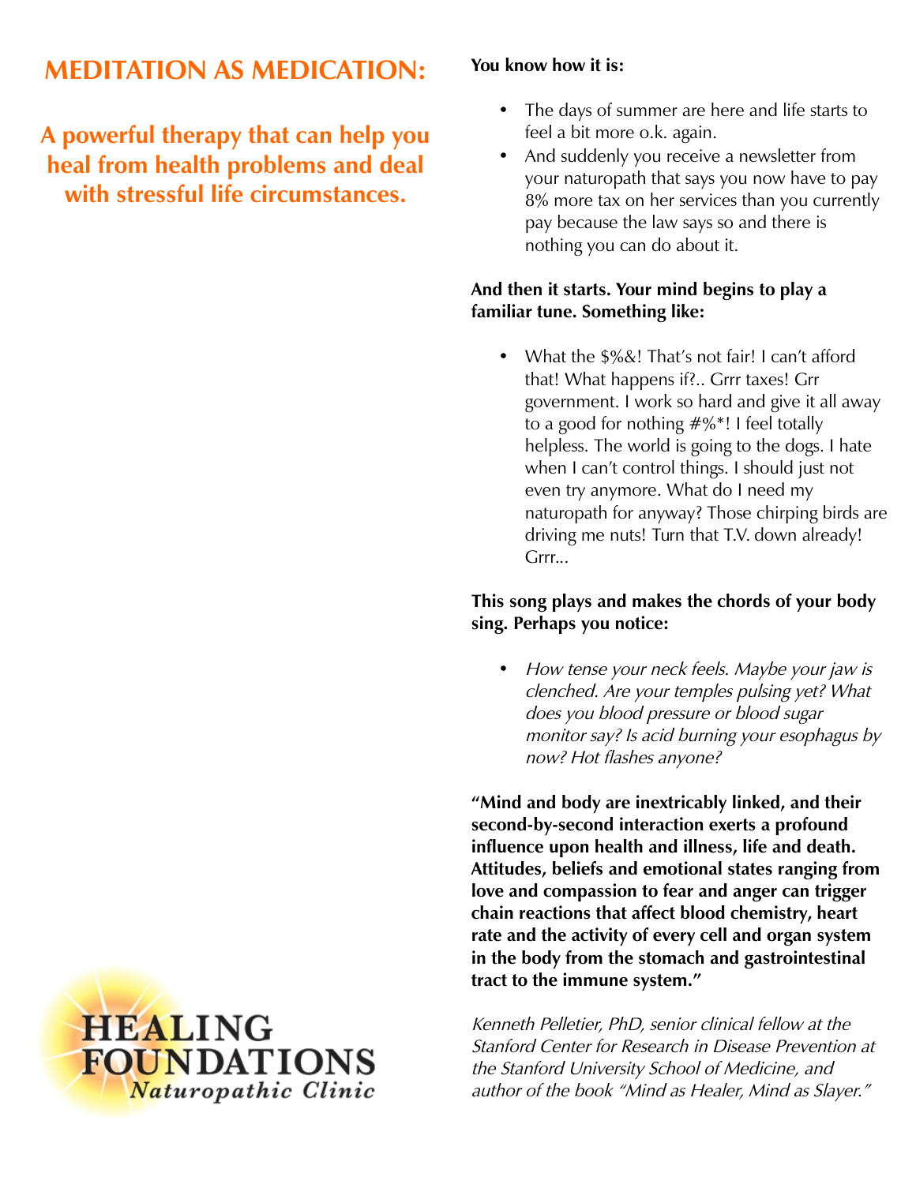# MEDITATION AS MEDICATION:

## A powerful therapy that can help you heal from health problems and deal with stressful life circumstances.

HEALING FOUNDATIONS
*Naturopathic Clinic*

**You know how it is:**

- The days of summer are here and life starts to feel a bit more o.k. again.
- And suddenly you receive a newsletter from your naturopath that says you now have to pay 8% more tax on her services than you currently pay because the law says so and there is nothing you can do about it.

**And then it starts. Your mind begins to play a familiar tune. Something like:**

- What the $%&! That's not fair! I can't afford that! What happens if?.. Grrr taxes! Grr government. I work so hard and give it all away to a good for nothing #%*! I feel totally helpless. The world is going to the dogs. I hate when I can't control things. I should just not even try anymore. What do I need my naturopath for anyway? Those chirping birds are driving me nuts! Turn that T.V. down already! Grrr...

**This song plays and makes the chords of your body sing. Perhaps you notice:**

- *How tense your neck feels. Maybe your jaw is clenched. Are your temples pulsing yet? What does you blood pressure or blood sugar monitor say? Is acid burning your esophagus by now? Hot flashes anyone?*

**"Mind and body are inextricably linked, and their second-by-second interaction exerts a profound influence upon health and illness, life and death. Attitudes, beliefs and emotional states ranging from love and compassion to fear and anger can trigger chain reactions that affect blood chemistry, heart rate and the activity of every cell and organ system in the body from the stomach and gastrointestinal tract to the immune system."**

*Kenneth Pelletier, PhD, senior clinical fellow at the Stanford Center for Research in Disease Prevention at the Stanford University School of Medicine, and author of the book "Mind as Healer, Mind as Slayer."*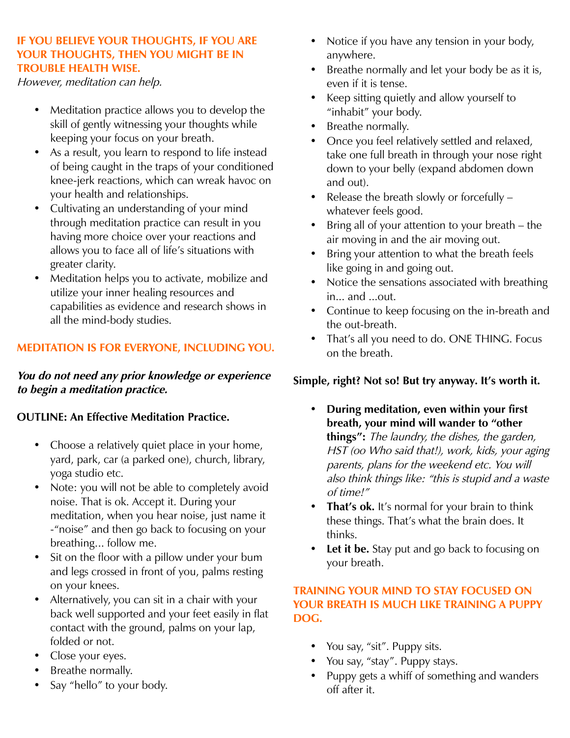## IF YOU BELIEVE YOUR THOUGHTS, IF YOU ARE YOUR THOUGHTS, THEN YOU MIGHT BE IN TROUBLE HEALTH WISE.

*However, meditation can help.*

- Meditation practice allows you to develop the skill of gently witnessing your thoughts while keeping your focus on your breath.
- As a result, you learn to respond to life instead of being caught in the traps of your conditioned knee-jerk reactions, which can wreak havoc on your health and relationships.
- Cultivating an understanding of your mind through meditation practice can result in you having more choice over your reactions and allows you to face all of life's situations with greater clarity.
- Meditation helps you to activate, mobilize and utilize your inner healing resources and capabilities as evidence and research shows in all the mind-body studies.

## MEDITATION IS FOR EVERYONE, INCLUDING YOU.

***You do not need any prior knowledge or experience to begin a meditation practice.***

**OUTLINE: An Effective Meditation Practice.**

- Choose a relatively quiet place in your home, yard, park, car (a parked one), church, library, yoga studio etc.
- Note: you will not be able to completely avoid noise. That is ok. Accept it. During your meditation, when you hear noise, just name it -"noise" and then go back to focusing on your breathing... follow me.
- Sit on the floor with a pillow under your bum and legs crossed in front of you, palms resting on your knees.
- Alternatively, you can sit in a chair with your back well supported and your feet easily in flat contact with the ground, palms on your lap, folded or not.
- Close your eyes.
- Breathe normally.
- Say "hello" to your body.
- Notice if you have any tension in your body, anywhere.
- Breathe normally and let your body be as it is, even if it is tense.
- Keep sitting quietly and allow yourself to "inhabit" your body.
- Breathe normally.
- Once you feel relatively settled and relaxed, take one full breath in through your nose right down to your belly (expand abdomen down and out).
- Release the breath slowly or forcefully – whatever feels good.
- Bring all of your attention to your breath – the air moving in and the air moving out.
- Bring your attention to what the breath feels like going in and going out.
- Notice the sensations associated with breathing in... and ...out.
- Continue to keep focusing on the in-breath and the out-breath.
- That's all you need to do. ONE THING. Focus on the breath.

**Simple, right? Not so! But try anyway. It's worth it.**

- **During meditation, even within your first breath, your mind will wander to "other things":** *The laundry, the dishes, the garden, HST (oo Who said that!), work, kids, your aging parents, plans for the weekend etc. You will also think things like: "this is stupid and a waste of time!"*
- **That's ok.** It's normal for your brain to think these things. That's what the brain does. It thinks.
- **Let it be.** Stay put and go back to focusing on your breath.

## TRAINING YOUR MIND TO STAY FOCUSED ON YOUR BREATH IS MUCH LIKE TRAINING A PUPPY DOG.

- You say, "sit". Puppy sits.
- You say, "stay". Puppy stays.
- Puppy gets a whiff of something and wanders off after it.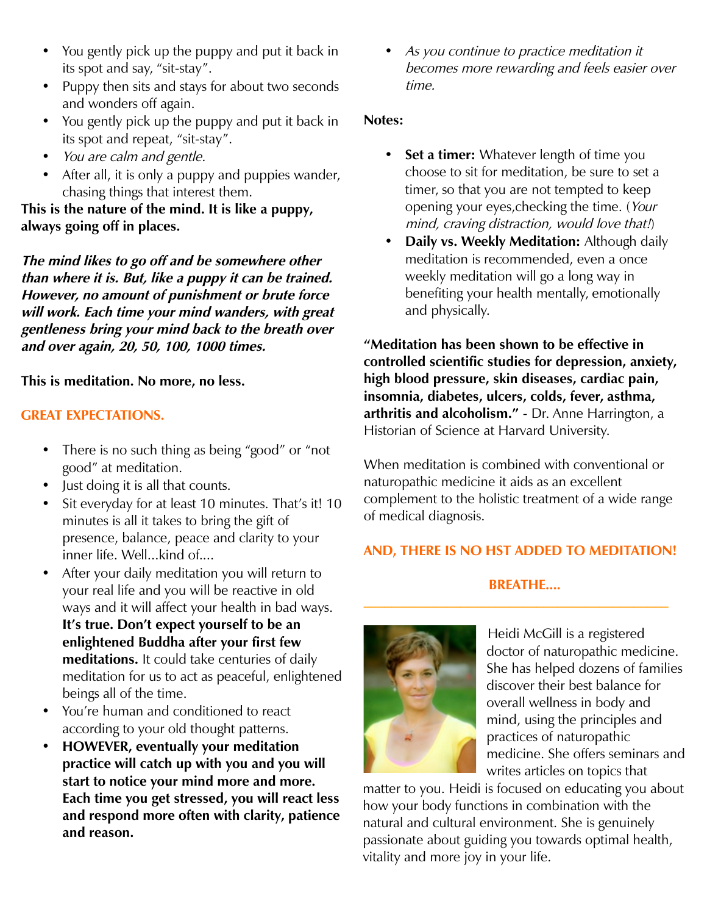- You gently pick up the puppy and put it back in its spot and say, "sit-stay".
- Puppy then sits and stays for about two seconds and wonders off again.
- You gently pick up the puppy and put it back in its spot and repeat, "sit-stay".
- *You are calm and gentle.*
- After all, it is only a puppy and puppies wander, chasing things that interest them.

**This is the nature of the mind. It is like a puppy, always going off in places.**

***The mind likes to go off and be somewhere other than where it is. But, like a puppy it can be trained. However, no amount of punishment or brute force will work. Each time your mind wanders, with great gentleness bring your mind back to the breath over and over again, 20, 50, 100, 1000 times.***

**This is meditation. No more, no less.**

## GREAT EXPECTATIONS.

- There is no such thing as being "good" or "not good" at meditation.
- Just doing it is all that counts.
- Sit everyday for at least 10 minutes. That's it! 10 minutes is all it takes to bring the gift of presence, balance, peace and clarity to your inner life. Well...kind of....
- After your daily meditation you will return to your real life and you will be reactive in old ways and it will affect your health in bad ways. **It's true. Don't expect yourself to be an enlightened Buddha after your first few meditations.** It could take centuries of daily meditation for us to act as peaceful, enlightened beings all of the time.
- You're human and conditioned to react according to your old thought patterns.
- **HOWEVER, eventually your meditation practice will catch up with you and you will start to notice your mind more and more. Each time you get stressed, you will react less and respond more often with clarity, patience and reason.**
- *As you continue to practice meditation it becomes more rewarding and feels easier over time.*

**Notes:**

- **Set a timer:** Whatever length of time you choose to sit for meditation, be sure to set a timer, so that you are not tempted to keep opening your eyes,checking the time. (*Your mind, craving distraction, would love that!*)
- **Daily vs. Weekly Meditation:** Although daily meditation is recommended, even a once weekly meditation will go a long way in benefiting your health mentally, emotionally and physically.

**"Meditation has been shown to be effective in controlled scientific studies for depression, anxiety, high blood pressure, skin diseases, cardiac pain, insomnia, diabetes, ulcers, colds, fever, asthma, arthritis and alcoholism."** - Dr. Anne Harrington, a Historian of Science at Harvard University.

When meditation is combined with conventional or naturopathic medicine it aids as an excellent complement to the holistic treatment of a wide range of medical diagnosis.

**AND, THERE IS NO HST ADDED TO MEDITATION!**

**BREATHE....**

---

Heidi McGill is a registered doctor of naturopathic medicine. She has helped dozens of families discover their best balance for overall wellness in body and mind, using the principles and practices of naturopathic medicine. She offers seminars and writes articles on topics that matter to you. Heidi is focused on educating you about how your body functions in combination with the natural and cultural environment. She is genuinely passionate about guiding you towards optimal health, vitality and more joy in your life.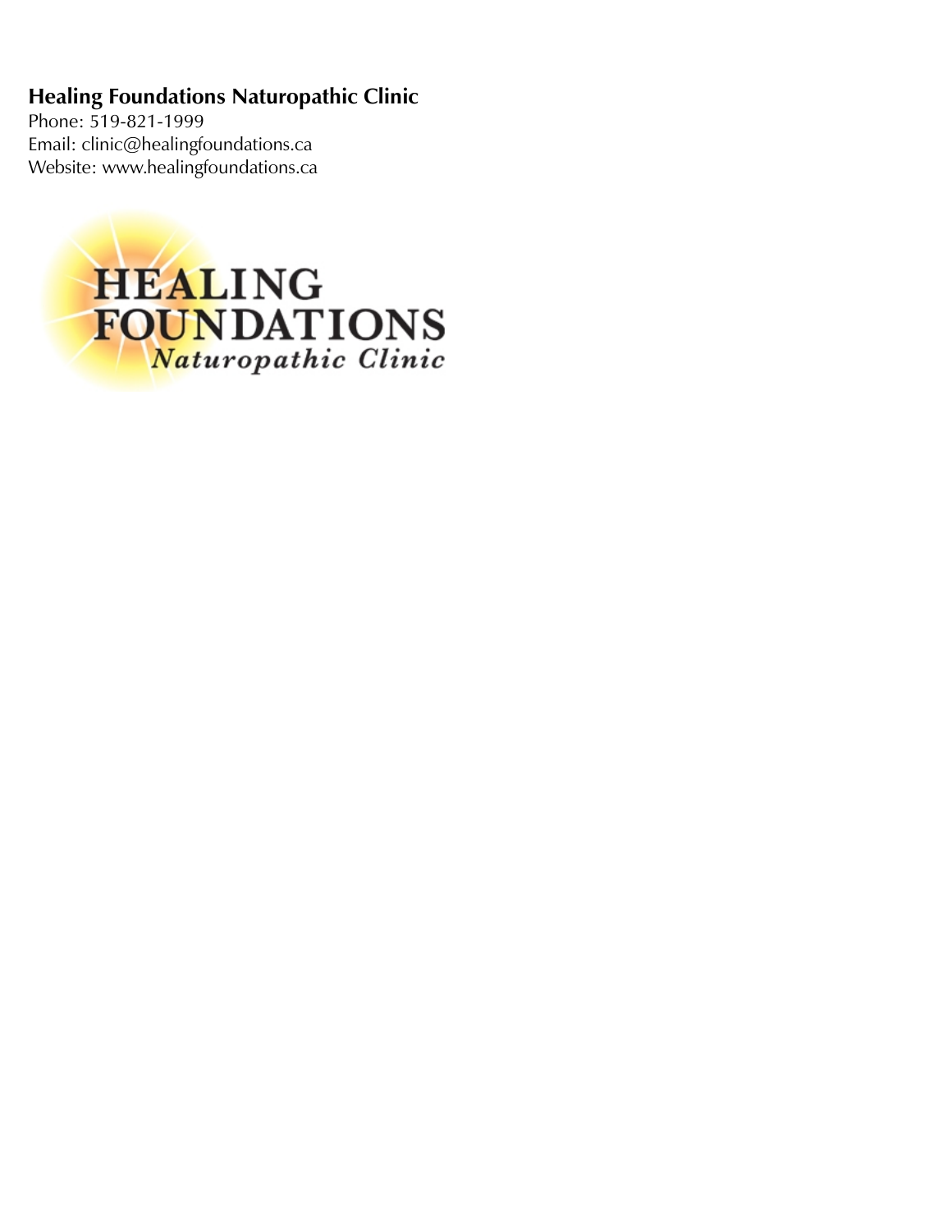**Healing Foundations Naturopathic Clinic**
Phone: 519-821-1999
Email: clinic@healingfoundations.ca
Website: www.healingfoundations.ca

HEALING FOUNDATIONS
*Naturopathic Clinic*